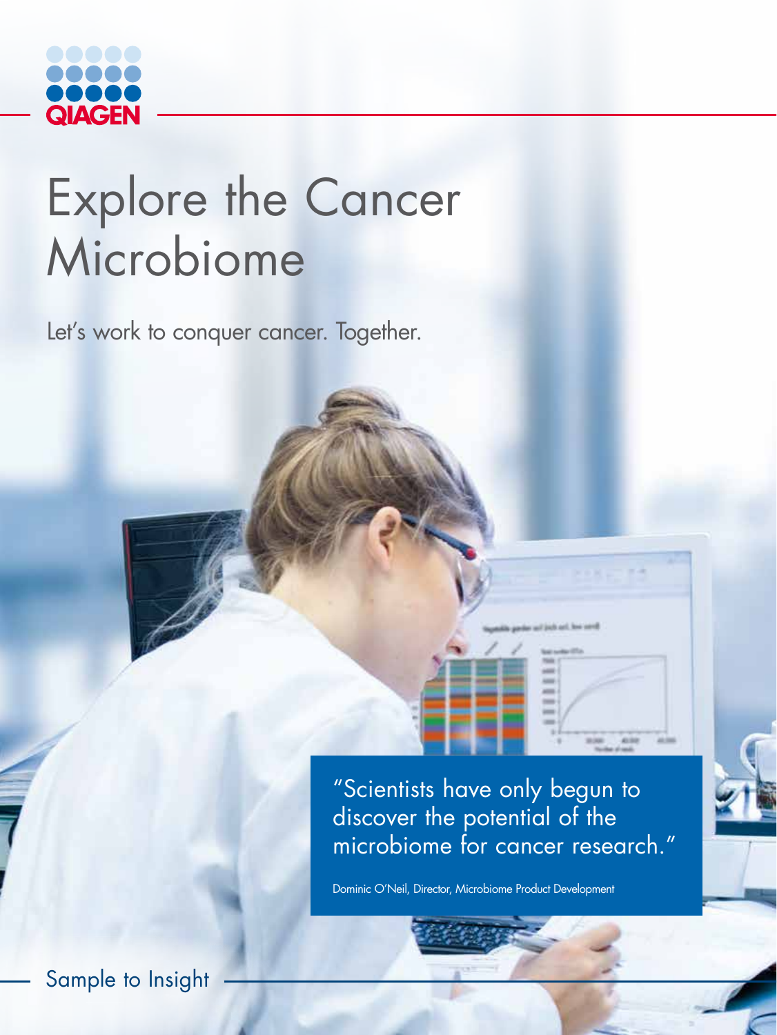QIAGEN

# Explore the Cancer Microbiome

Let's work to conquer cancer. Together.

"Scientists have only begun to discover the potential of the microbiome for cancer research."

Dominic O'Neil, Director, Microbiome Product Development

Sample to Insight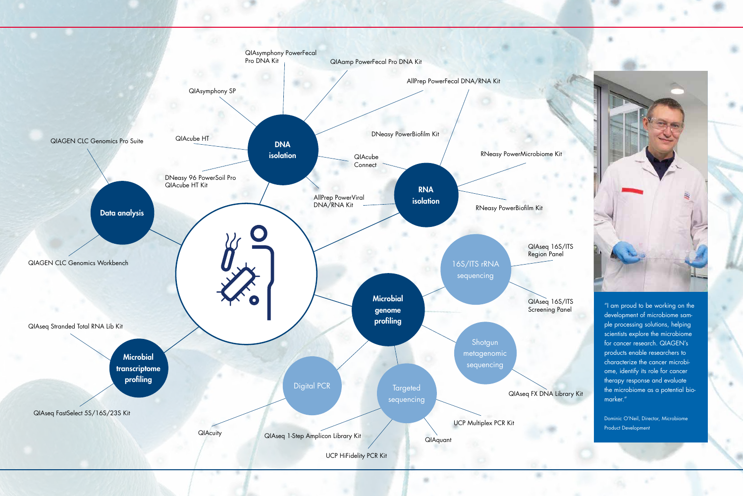## DNA isolation

- QIAsymphony PowerFecal Pro DNA Kit
- QIAamp PowerFecal Pro DNA Kit
- AllPrep PowerFecal DNA/RNA Kit
- QIAsymphony SP
- QIAcube HT
- DNeasy 96 PowerSoil Pro QIAcube HT Kit
- DNeasy PowerBiofilm Kit
- QIAcube Connect
- AllPrep PowerViral DNA/RNA Kit

## RNA isolation

- RNeasy PowerMicrobiome Kit
- RNeasy PowerBiofilm Kit

## Data analysis

- QIAGEN CLC Genomics Pro Suite
- QIAGEN CLC Genomics Workbench

## Microbial genome profiling

### 16S/ITS rRNA sequencing

- QIAseq 16S/ITS Region Panel
- QIAseq 16S/ITS Screening Panel

### Shotgun metagenomic sequencing

- QIAseq FX DNA Library Kit

### Targeted sequencing

- UCP Multiplex PCR Kit
- QIAquant
- UCP HiFidelity PCR Kit
- QIAseq 1-Step Amplicon Library Kit

### Digital PCR

- QIAcuity

## Microbial transcriptome profiling

- QIAseq Stranded Total RNA Lib Kit
- QIAseq FastSelect 5S/16S/23S Kit

"I am proud to be working on the development of microbiome sample processing solutions, helping scientists explore the microbiome for cancer research. QIAGEN's products enable researchers to characterize the cancer microbiome, identify its role for cancer therapy response and evaluate the microbiome as a potential biomarker."

Dominic O'Neil, Director, Microbiome Product Development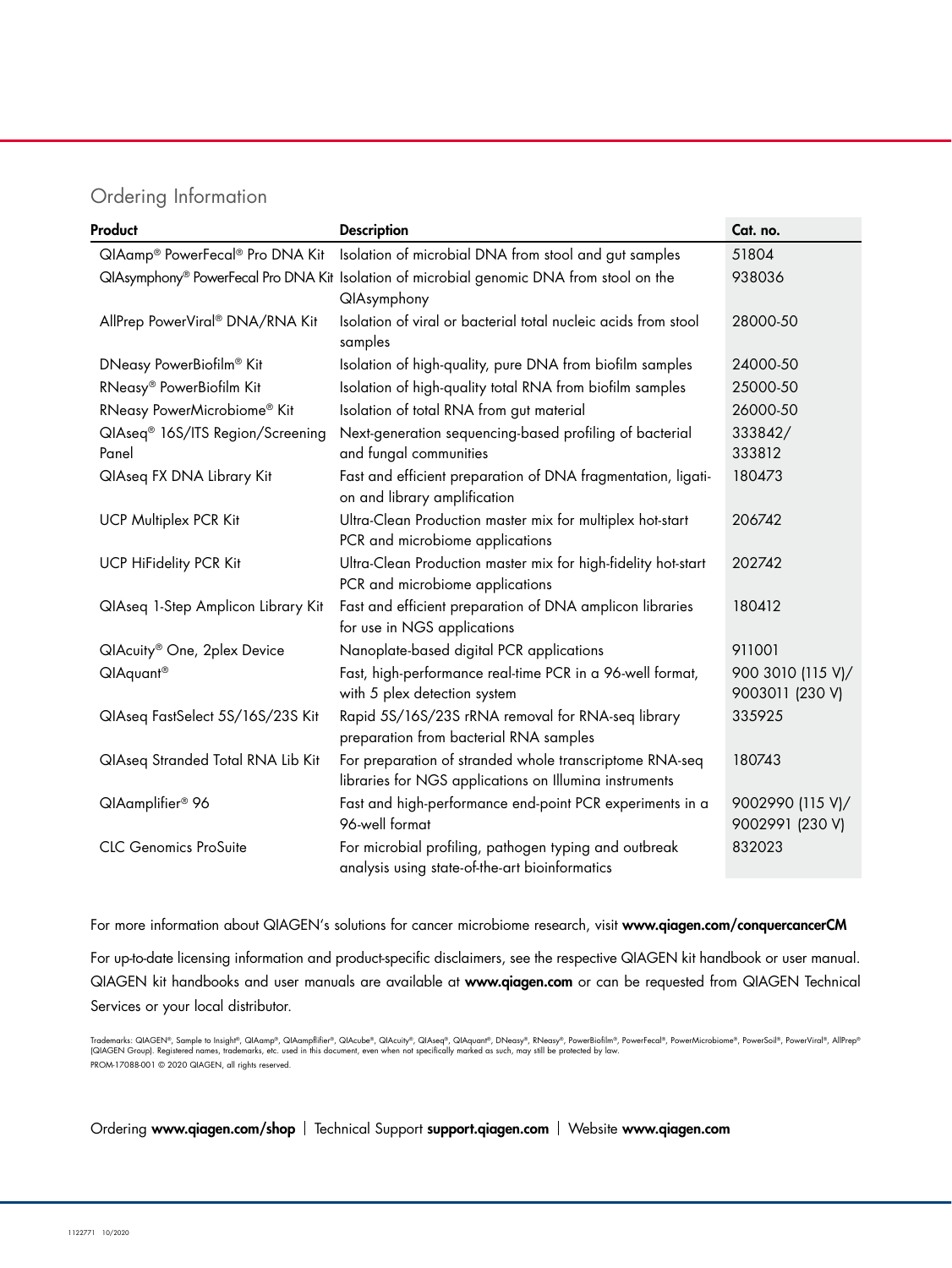## Ordering Information

| Product | Description | Cat. no. |
|---|---|---|
| QIAamp® PowerFecal® Pro DNA Kit | Isolation of microbial DNA from stool and gut samples | 51804 |
| QIAsymphony® PowerFecal Pro DNA Kit | Isolation of microbial genomic DNA from stool on the QIAsymphony | 938036 |
| AllPrep PowerViral® DNA/RNA Kit | Isolation of viral or bacterial total nucleic acids from stool samples | 28000-50 |
| DNeasy PowerBiofilm® Kit | Isolation of high-quality, pure DNA from biofilm samples | 24000-50 |
| RNeasy® PowerBiofilm Kit | Isolation of high-quality total RNA from biofilm samples | 25000-50 |
| RNeasy PowerMicrobiome® Kit | Isolation of total RNA from gut material | 26000-50 |
| QIAseq® 16S/ITS Region/Screening Panel | Next-generation sequencing-based profiling of bacterial and fungal communities | 333842/ 333812 |
| QIAseq FX DNA Library Kit | Fast and efficient preparation of DNA fragmentation, ligation and library amplification | 180473 |
| UCP Multiplex PCR Kit | Ultra-Clean Production master mix for multiplex hot-start PCR and microbiome applications | 206742 |
| UCP HiFidelity PCR Kit | Ultra-Clean Production master mix for high-fidelity hot-start PCR and microbiome applications | 202742 |
| QIAseq 1-Step Amplicon Library Kit | Fast and efficient preparation of DNA amplicon libraries for use in NGS applications | 180412 |
| QIAcuity® One, 2plex Device | Nanoplate-based digital PCR applications | 911001 |
| QIAquant® | Fast, high-performance real-time PCR in a 96-well format, with 5 plex detection system | 900 3010 (115 V)/ 9003011 (230 V) |
| QIAseq FastSelect 5S/16S/23S Kit | Rapid 5S/16S/23S rRNA removal for RNA-seq library preparation from bacterial RNA samples | 335925 |
| QIAseq Stranded Total RNA Lib Kit | For preparation of stranded whole transcriptome RNA-seq libraries for NGS applications on Illumina instruments | 180743 |
| QIAamplifier® 96 | Fast and high-performance end-point PCR experiments in a 96-well format | 9002990 (115 V)/ 9002991 (230 V) |
| CLC Genomics ProSuite | For microbial profiling, pathogen typing and outbreak analysis using state-of-the-art bioinformatics | 832023 |

For more information about QIAGEN's solutions for cancer microbiome research, visit **www.qiagen.com/conquercancerCM**

For up-to-date licensing information and product-specific disclaimers, see the respective QIAGEN kit handbook or user manual. QIAGEN kit handbooks and user manuals are available at **www.qiagen.com** or can be requested from QIAGEN Technical Services or your local distributor.

Trademarks: QIAGEN®, Sample to Insight®, QIAamp®, QIAamplifier®, QIAcube®, QIAcuity®, QIAseq®, QIAquant®, DNeasy®, RNeasy®, PowerBiofilm®, PowerFecal®, PowerMicrobiome®, PowerSoil®, PowerViral®, AllPrep® (QIAGEN Group). Registered names, trademarks, etc. used in this document, even when not specifically marked as such, may still be protected by law.
PROM-17088-001 © 2020 QIAGEN, all rights reserved.

Ordering **www.qiagen.com/shop** | Technical Support **support.qiagen.com** | Website **www.qiagen.com**

1122771 10/2020